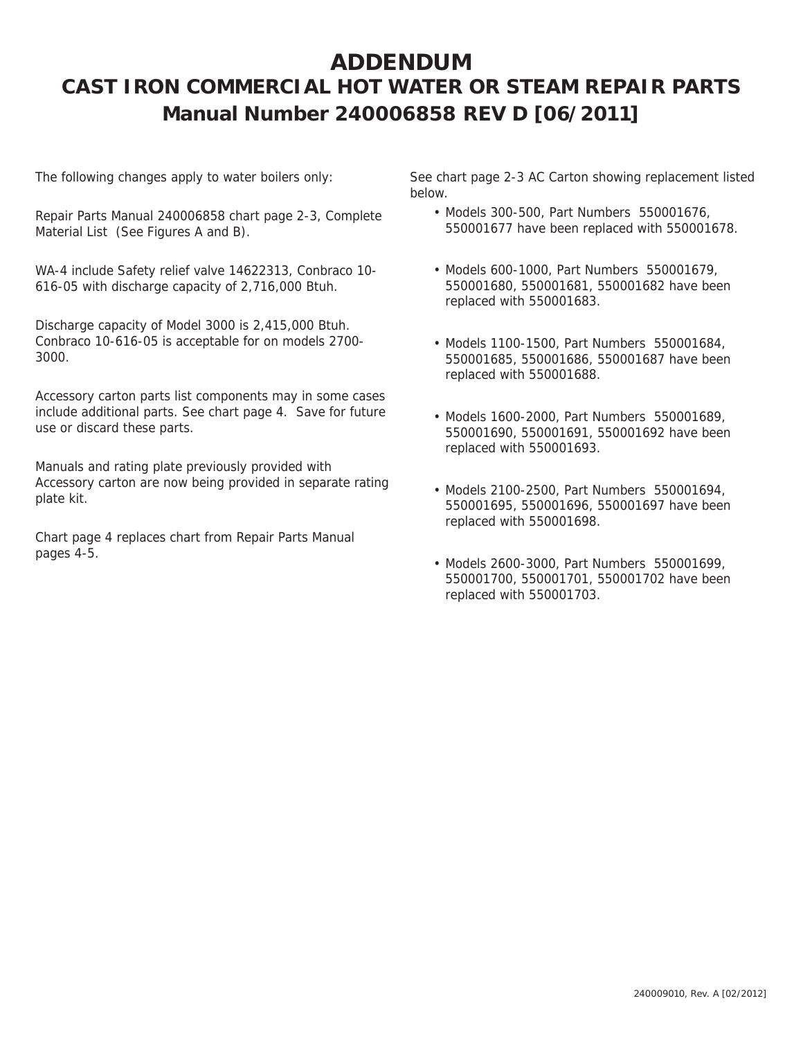# ADDENDUM

## CAST IRON COMMERCIAL HOT WATER OR STEAM REPAIR PARTS

## Manual Number 240006858 REV D [06/2011]

The following changes apply to water boilers only:

Repair Parts Manual 240006858 chart page 2-3, Complete Material List (See Figures A and B).

WA-4 include Safety relief valve 14622313, Conbraco 10-616-05 with discharge capacity of 2,716,000 Btuh.

Discharge capacity of Model 3000 is 2,415,000 Btuh. Conbraco 10-616-05 is acceptable for on models 2700-3000.

Accessory carton parts list components may in some cases include additional parts. See chart page 4. Save for future use or discard these parts.

Manuals and rating plate previously provided with Accessory carton are now being provided in separate rating plate kit.

Chart page 4 replaces chart from Repair Parts Manual pages 4-5.

See chart page 2-3 AC Carton showing replacement listed below.

- Models 300-500, Part Numbers 550001676, 550001677 have been replaced with 550001678.
- Models 600-1000, Part Numbers 550001679, 550001680, 550001681, 550001682 have been replaced with 550001683.
- Models 1100-1500, Part Numbers 550001684, 550001685, 550001686, 550001687 have been replaced with 550001688.
- Models 1600-2000, Part Numbers 550001689, 550001690, 550001691, 550001692 have been replaced with 550001693.
- Models 2100-2500, Part Numbers 550001694, 550001695, 550001696, 550001697 have been replaced with 550001698.
- Models 2600-3000, Part Numbers 550001699, 550001700, 550001701, 550001702 have been replaced with 550001703.

240009010, Rev. A [02/2012]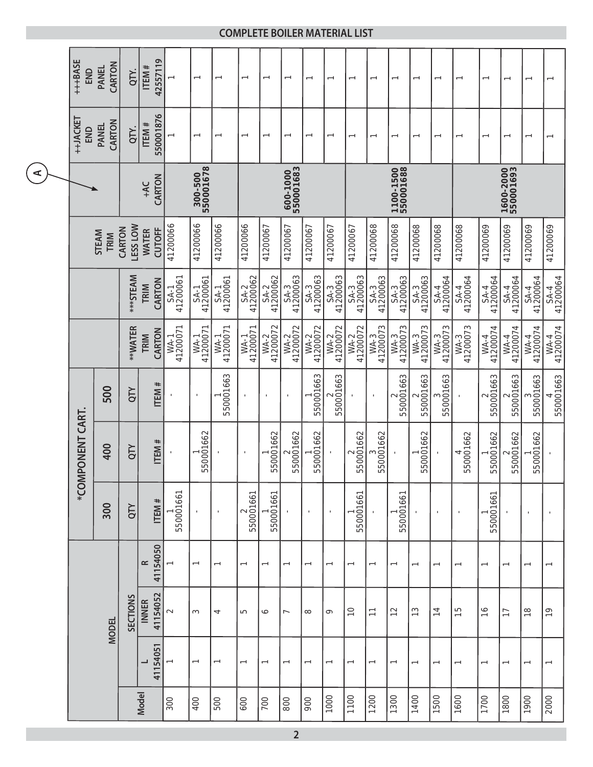## COMPLETE BOILER MATERIAL LIST

| Model | MODEL | | | *COMPONENT CART. | | | **WATER TRIM CARTON | ***STEAM TRIM CARTON | STEAM TRIM CARTON LESS LOW WATER CUTOFF | +AC CARTON (A) | ++JACKET END PANEL CARTON | +++BASE END PANEL CARTON |
|---|---|---|---|---|---|---|---|---|---|---|---|---|
| | SECTIONS | | | 300 | 400 | 500 | | | | | QTY. | QTY. |
| | L 41154051 | INNER 41154052 | R 41154050 | QTY ITEM # | QTY ITEM # | QTY ITEM # | | | | | ITEM # 550001876 | ITEM # 42557119 |
| 300 | 1 | 2 | 1 | 1 550001661 | - | - | WA-1 41200071 | SA-1 41200061 | 41200066 | 300-500 550001678 | 1 | 1 |
| 400 | 1 | 3 | 1 | - | 1 550001662 | - | WA-1 41200071 | SA-1 41200061 | 41200066 | | 1 | 1 |
| 500 | 1 | 4 | 1 | - | - | 1 550001663 | WA-1 41200071 | SA-1 41200061 | 41200066 | | 1 | 1 |
| 600 | 1 | 5 | 1 | 2 550001661 | - | - | WA-1 41200071 | SA-2 41200062 | 41200066 | 600-1000 550001683 | 1 | 1 |
| 700 | 1 | 6 | 1 | 1 550001661 | 1 550001662 | - | WA-2 41200072 | SA-2 41200062 | 41200067 | | 1 | 1 |
| 800 | 1 | 7 | 1 | - | 2 550001662 | - | WA-2 41200072 | SA-3 41200063 | 41200067 | | 1 | 1 |
| 900 | 1 | 8 | 1 | - | 1 550001662 | 1 550001663 | WA-2 41200072 | SA-3 41200063 | 41200067 | | 1 | 1 |
| 1000 | 1 | 9 | 1 | - | - | 2 550001663 | WA-2 41200072 | SA-3 41200063 | 41200067 | | 1 | 1 |
| 1100 | 1 | 10 | 1 | 1 550001661 | 2 550001662 | - | WA-2 41200072 | SA-3 41200063 | 41200067 | 1100-1500 550001688 | 1 | 1 |
| 1200 | 1 | 11 | 1 | - | 3 550001662 | - | WA-3 41200073 | SA-3 41200063 | 41200068 | | 1 | 1 |
| 1300 | 1 | 12 | 1 | 1 550001661 | - | 2 550001663 | WA-3 41200073 | SA-3 41200063 | 41200068 | | 1 | 1 |
| 1400 | 1 | 13 | 1 | - | 1 550001662 | 2 550001663 | WA-3 41200073 | SA-3 41200063 | 41200068 | | 1 | 1 |
| 1500 | 1 | 14 | 1 | - | - | 3 550001663 | WA-3 41200073 | SA-4 41200064 | 41200068 | | 1 | 1 |
| 1600 | 1 | 15 | 1 | - | 4 550001662 | - | WA-3 41200073 | SA-4 41200064 | 41200068 | 1600-2000 550001693 | 1 | 1 |
| 1700 | 1 | 16 | 1 | 1 550001661 | 1 550001662 | 2 550001663 | WA-4 41200074 | SA-4 41200064 | 41200069 | | 1 | 1 |
| 1800 | 1 | 17 | 1 | - | 2 550001662 | 2 550001663 | WA-4 41200074 | SA-4 41200064 | 41200069 | | 1 | 1 |
| 1900 | 1 | 18 | 1 | - | 1 550001662 | 3 550001663 | WA-4 41200074 | SA-4 41200064 | 41200069 | | 1 | 1 |
| 2000 | 1 | 19 | 1 | - | - | 4 550001663 | WA-4 41200074 | SA-4 41200064 | 41200069 | | 1 | 1 |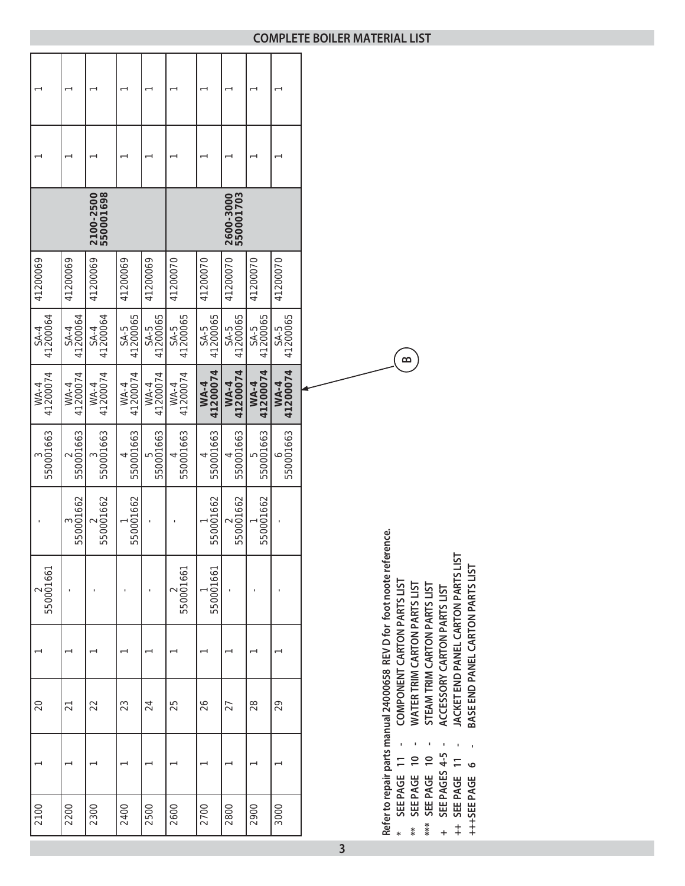## COMPLETE BOILER MATERIAL LIST

| | | | | | | | | | | | | |
|---|---|---|---|---|---|---|---|---|---|---|---|---|
| 2100 | 1 | 20 | 1 | 2 550001661 | - | 3 550001663 | WA-4 41200074 | SA-4 41200064 | 41200069 | 2100-2500 550001698 | 1 | 1 |
| 2200 | 1 | 21 | 1 | - | 3 550001662 | 2 550001663 | WA-4 41200074 | SA-4 41200064 | 41200069 | | 1 | 1 |
| 2300 | 1 | 22 | 1 | - | 2 550001662 | 3 550001663 | WA-4 41200074 | SA-4 41200064 | 41200069 | | 1 | 1 |
| 2400 | 1 | 23 | 1 | - | 1 550001662 | 4 550001663 | WA-4 41200074 | SA-5 41200065 | 41200069 | | 1 | 1 |
| 2500 | 1 | 24 | 1 | - | - | 5 550001663 | WA-4 41200074 | SA-5 41200065 | 41200069 | | 1 | 1 |
| 2600 | 1 | 25 | 1 | 2 550001661 | - | 4 550001663 | WA-4 41200074 | SA-5 41200065 | 41200070 | 2600-3000 550001703 | 1 | 1 |
| 2700 | 1 | 26 | 1 | 1 550001661 | 1 550001662 | 4 550001663 | **WA-4 41200074** | SA-5 41200065 | 41200070 | | 1 | 1 |
| 2800 | 1 | 27 | 1 | - | 2 550001662 | 4 550001663 | **WA-4 41200074** | SA-5 41200065 | 41200070 | | 1 | 1 |
| 2900 | 1 | 28 | 1 | - | 1 550001662 | 5 550001663 | **WA-4 41200074** | SA-5 41200065 | 41200070 | | 1 | 1 |
| 3000 | 1 | 29 | 1 | - | - | 6 550001663 | **WA-4 41200074** | SA-5 41200065 | 41200070 | | 1 | 1 |

B

**Refer to repair parts manual 24000658 REV D for foot noote reference.**

- \* SEE PAGE 11 - COMPONENT CARTON PARTS LIST
- \*\* SEE PAGE 10 - WATER TRIM CARTON PARTS LIST
- \*\*\* SEE PAGE 10 - STEAM TRIM CARTON PARTS LIST
- \+ SEE PAGES 4-5 - ACCESSORY CARTON PARTS LIST
- \++ SEE PAGE 11 - JACKET END PANEL CARTON PARTS LIST
- \+++SEE PAGE 6 - BASE END PANEL CARTON PARTS LIST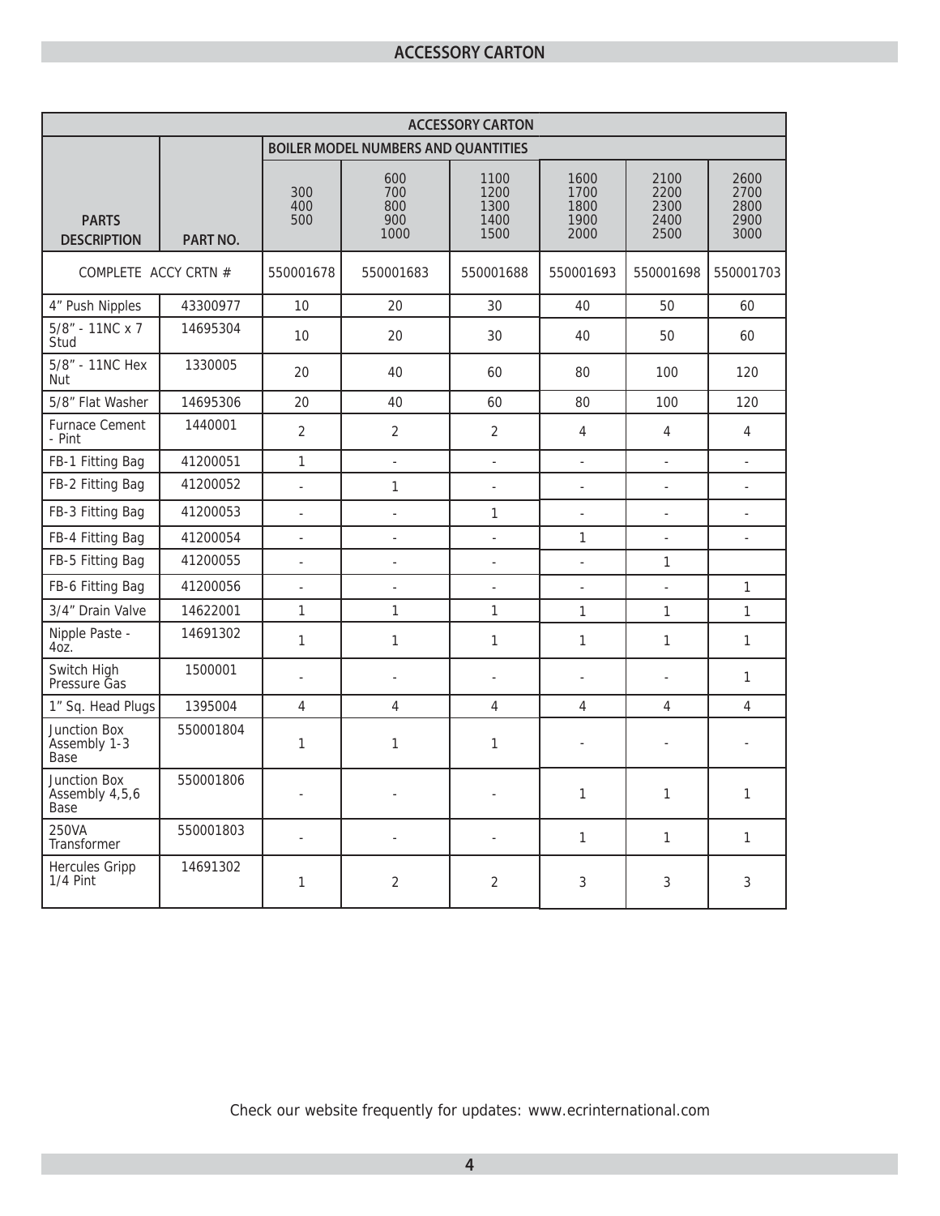## ACCESSORY CARTON

| ACCESSORY CARTON | | | | | | | |
|---|---|---|---|---|---|---|---|
| | | BOILER MODEL NUMBERS AND QUANTITIES | | | | | |
| PARTS DESCRIPTION | PART NO. | 300 400 500 | 600 700 800 900 1000 | 1100 1200 1300 1400 1500 | 1600 1700 1800 1900 2000 | 2100 2200 2300 2400 2500 | 2600 2700 2800 2900 3000 |
| COMPLETE ACCY CRTN # | | 550001678 | 550001683 | 550001688 | 550001693 | 550001698 | 550001703 |
| 4" Push Nipples | 43300977 | 10 | 20 | 30 | 40 | 50 | 60 |
| 5/8" - 11NC x 7 Stud | 14695304 | 10 | 20 | 30 | 40 | 50 | 60 |
| 5/8" - 11NC Hex Nut | 1330005 | 20 | 40 | 60 | 80 | 100 | 120 |
| 5/8" Flat Washer | 14695306 | 20 | 40 | 60 | 80 | 100 | 120 |
| Furnace Cement - Pint | 1440001 | 2 | 2 | 2 | 4 | 4 | 4 |
| FB-1 Fitting Bag | 41200051 | 1 | - | - | - | - | - |
| FB-2 Fitting Bag | 41200052 | - | 1 | - | - | - | - |
| FB-3 Fitting Bag | 41200053 | - | - | 1 | - | - | - |
| FB-4 Fitting Bag | 41200054 | - | - | - | 1 | - | - |
| FB-5 Fitting Bag | 41200055 | - | - | - | - | 1 | |
| FB-6 Fitting Bag | 41200056 | - | - | - | - | - | 1 |
| 3/4" Drain Valve | 14622001 | 1 | 1 | 1 | 1 | 1 | 1 |
| Nipple Paste - 4oz. | 14691302 | 1 | 1 | 1 | 1 | 1 | 1 |
| Switch High Pressure Gas | 1500001 | - | - | - | - | - | 1 |
| 1" Sq. Head Plugs | 1395004 | 4 | 4 | 4 | 4 | 4 | 4 |
| Junction Box Assembly 1-3 Base | 550001804 | 1 | 1 | 1 | - | - | - |
| Junction Box Assembly 4,5,6 Base | 550001806 | - | - | - | 1 | 1 | 1 |
| 250VA Transformer | 550001803 | - | - | - | 1 | 1 | 1 |
| Hercules Gripp 1/4 Pint | 14691302 | 1 | 2 | 2 | 3 | 3 | 3 |

Check our website frequently for updates: www.ecrinternational.com